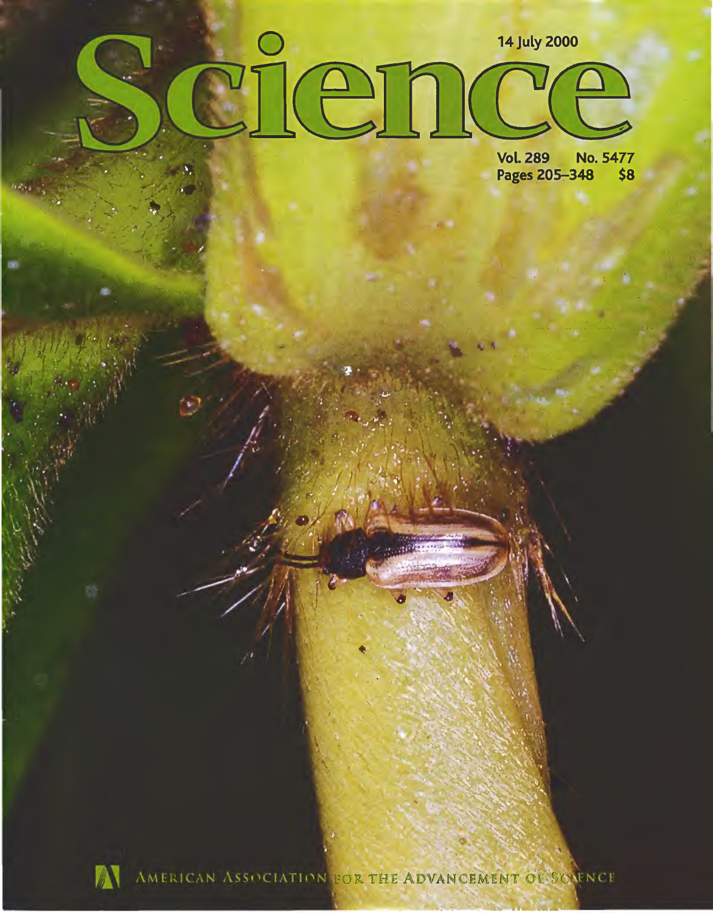# Science

14 July 2000

Vol. 289 No. 5477
Pages 205–348 $8

AMERICAN ASSOCIATION FOR THE ADVANCEMENT OF SCIENCE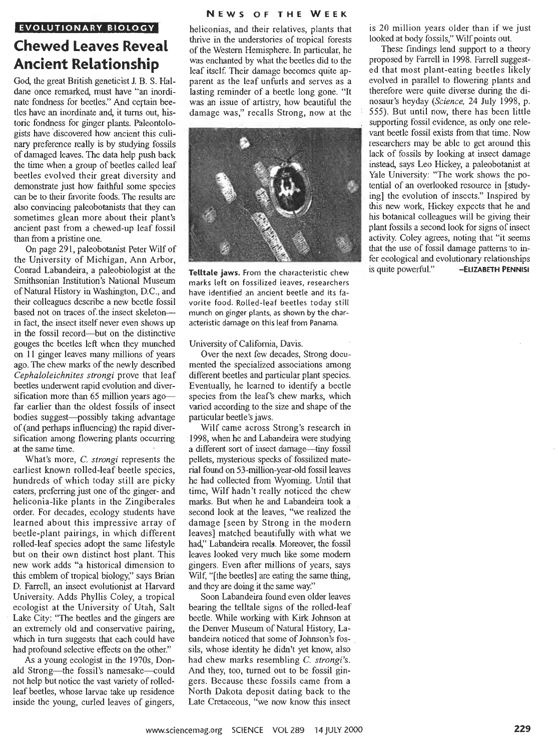EVOLUTIONARY BIOLOGY

# Chewed Leaves Reveal Ancient Relationship

God, the great British geneticist J. B. S. Haldane once remarked, must have "an inordinate fondness for beetles." And certain beetles have an inordinate and, it turns out, historic fondness for ginger plants. Paleontologists have discovered how ancient this culinary preference really is by studying fossils of damaged leaves. The data help push back the time when a group of beetles called leaf beetles evolved their great diversity and demonstrate just how faithful some species can be to their favorite foods. The results are also convincing paleobotanists that they can sometimes glean more about their plant's ancient past from a chewed-up leaf fossil than from a pristine one.

On page 291, paleobotanist Peter Wilf of the University of Michigan, Ann Arbor, Conrad Labandeira, a paleobiologist at the Smithsonian Institution's National Museum of Natural History in Washington, D.C., and their colleagues describe a new beetle fossil based not on traces of the insect skeleton—in fact, the insect itself never even shows up in the fossil record—but on the distinctive gouges the beetles left when they munched on 11 ginger leaves many millions of years ago. The chew marks of the newly described *Cephaloleichnites strongi* prove that leaf beetles underwent rapid evolution and diversification more than 65 million years ago—far earlier than the oldest fossils of insect bodies suggest—possibly taking advantage of (and perhaps influencing) the rapid diversification among flowering plants occurring at the same time.

What's more, *C. strongi* represents the earliest known rolled-leaf beetle species, hundreds of which today still are picky eaters, preferring just one of the ginger- and heliconia-like plants in the Zingiberales order. For decades, ecology students have learned about this impressive array of beetle-plant pairings, in which different rolled-leaf species adopt the same lifestyle but on their own distinct host plant. This new work adds "a historical dimension to this emblem of tropical biology," says Brian D. Farrell, an insect evolutionist at Harvard University. Adds Phyllis Coley, a tropical ecologist at the University of Utah, Salt Lake City: "The beetles and the gingers are an extremely old and conservative pairing, which in turn suggests that each could have had profound selective effects on the other."

As a young ecologist in the 1970s, Donald Strong—the fossil's namesake—could not help but notice the vast variety of rolled-leaf beetles, whose larvae take up residence inside the young, curled leaves of gingers, heliconias, and their relatives, plants that thrive in the understories of tropical forests of the Western Hemisphere. In particular, he was enchanted by what the beetles did to the leaf itself. Their damage becomes quite apparent as the leaf unfurls and serves as a lasting reminder of a beetle long gone. "It was an issue of artistry, how beautiful the damage was," recalls Strong, now at the University of California, Davis.

**Telltale jaws.** From the characteristic chew marks left on fossilized leaves, researchers have identified an ancient beetle and its favorite food. Rolled-leaf beetles today still munch on ginger plants, as shown by the characteristic damage on this leaf from Panama.

Over the next few decades, Strong documented the specialized associations among different beetles and particular plant species. Eventually, he learned to identify a beetle species from the leaf's chew marks, which varied according to the size and shape of the particular beetle's jaws.

Wilf came across Strong's research in 1998, when he and Labandeira were studying a different sort of insect damage—tiny fossil pellets, mysterious specks of fossilized material found on 53-million-year-old fossil leaves he had collected from Wyoming. Until that time, Wilf hadn't really noticed the chew marks. But when he and Labandeira took a second look at the leaves, "we realized the damage [seen by Strong in the modern leaves] matched beautifully with what we had," Labandeira recalls. Moreover, the fossil leaves looked very much like some modern gingers. Even after millions of years, says Wilf, "[the beetles] are eating the same thing, and they are doing it the same way."

Soon Labandeira found even older leaves bearing the telltale signs of the rolled-leaf beetle. While working with Kirk Johnson at the Denver Museum of Natural History, Labandeira noticed that some of Johnson's fossils, whose identity he didn't yet know, also had chew marks resembling *C. strongi*'s. And they, too, turned out to be fossil gingers. Because these fossils came from a North Dakota deposit dating back to the Late Cretaceous, "we now know this insect is 20 million years older than if we just looked at body fossils," Wilf points out.

These findings lend support to a theory proposed by Farrell in 1998. Farrell suggested that most plant-eating beetles likely evolved in parallel to flowering plants and therefore were quite diverse during the dinosaur's heyday (*Science*, 24 July 1998, p. 555). But until now, there has been little supporting fossil evidence, as only one relevant beetle fossil exists from that time. Now researchers may be able to get around this lack of fossils by looking at insect damage instead, says Leo Hickey, a paleobotanist at Yale University: "The work shows the potential of an overlooked resource in [studying] the evolution of insects." Inspired by this new work, Hickey expects that he and his botanical colleagues will be giving their plant fossils a second look for signs of insect activity. Coley agrees, noting that "it seems that the use of fossil damage patterns to infer ecological and evolutionary relationships is quite powerful."

—ELIZABETH PENNISI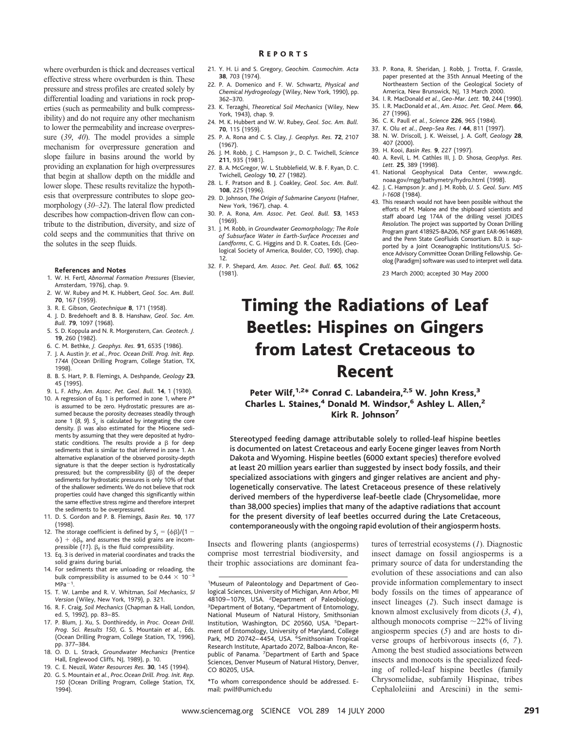where overburden is thick and decreases vertical effective stress where overburden is thin. These pressure and stress profiles are created solely by differential loading and variations in rock properties (such as permeability and bulk compressibility) and do not require any other mechanism to lower the permeability and increase overpressure (*39*, *40*). The model provides a simple mechanism for overpressure generation and slope failure in basins around the world by providing an explanation for high overpressures that begin at shallow depth on the middle and lower slope. These results revitalize the hypothesis that overpressure contributes to slope geomorphology (*30–32*). The lateral flow predicted describes how compaction-driven flow can contribute to the distribution, diversity, and size of cold seeps and the communities that thrive on the solutes in the seep fluids.

#### References and Notes

1. W. H. Fertl, *Abnormal Formation Pressures* (Elsevier, Amsterdam, 1976), chap. 9.
2. W. W. Rubey and M. K. Hubbert, *Geol. Soc. Am. Bull.* **70**, 167 (1959).
3. R. E. Gibson, *Geotechnique* **8**, 171 (1958).
4. J. D. Bredehoeft and B. B. Hanshaw, *Geol. Soc. Am. Bull.* **79**, 1097 (1968).
5. S. D. Koppula and N. R. Morgenstern, *Can. Geotech. J.* **19**, 260 (1982).
6. C. M. Bethke, *J. Geophys. Res.* **91**, 6535 (1986).
7. J. A. Austin Jr. *et al.*, *Proc. Ocean Drill. Prog. Init. Rep. 174A* (Ocean Drilling Program, College Station, TX, 1998).
8. B. S. Hart, P. B. Flemings, A. Deshpande, *Geology* **23**, 45 (1995).
9. L. F. Athy, *Am. Assoc. Pet. Geol. Bull.* **14**, 1 (1930).
10. A regression of Eq. 1 is performed in zone 1, where $P^*$ is assumed to be zero. Hydrostatic pressures are assumed because the porosity decreases steadily through zone 1 (*8*, *9*). $S_v$ is calculated by integrating the core density. $\beta$ was also estimated for the Miocene sediments by assuming that they were deposited at hydrostatic conditions. The results provide a $\beta$ for deep sediments that is similar to that inferred in zone 1. An alternative explanation of the observed porosity-depth signature is that the deeper section is hydrostatically pressured; but the compressibility ($\beta$) of the deeper sediments for hydrostatic pressures is only 10% of that of the shallower sediments. We do not believe that rock properties could have changed this significantly within the same effective stress regime and therefore interpret the sediments to be overpressured.
11. D. S. Gordon and P. B. Flemings, *Basin Res.* **10**, 177 (1998).
12. The storage coefficient is defined by $S_z = (\phi\beta)/(1 - \phi) + \phi\beta_f$, and assumes the solid grains are incompressible (*11*). $\beta_f$ is the fluid compressibility.
13. Eq. 3 is derived in material coordinates and tracks the solid grains during burial.
14. For sediments that are unloading or reloading, the bulk compressibility is assumed to be $0.44 \times 10^{-3}$ $\mathrm{MPa}^{-1}$.
15. T. W. Lambe and R. V. Whitman, *Soil Mechanics*, *SI Version* (Wiley, New York, 1979), p. 321.
16. R. F. Craig, *Soil Mechanics* (Chapman & Hall, London, ed. 5, 1992), pp. 83–85.
17. P. Blum, J. Xu, S. Donthireddy, in *Proc. Ocean Drill. Prog. Sci. Results 150*, G. S. Mountain *et al.*, Eds. (Ocean Drilling Program, College Station, TX, 1996), pp. 377–384.
18. O. D. L. Strack, *Groundwater Mechanics* (Prentice Hall, Englewood Cliffs, NJ, 1989), p. 10.
19. C. E. Neuzil, *Water Resources Res.* **30**, 145 (1994).
20. G. S. Mountain *et al.*, *Proc.Ocean Drill. Prog. Init. Rep. 150* (Ocean Drilling Program, College Station, TX, 1994).
21. Y. H. Li and S. Gregory, *Geochim. Cosmochim. Acta* **38**, 703 (1974).
22. P. A. Domenico and F. W. Schwartz, *Physical and Chemical Hydrogeology* (Wiley, New York, 1990), pp. 362–370.
23. K. Terzaghi, *Theoretical Soil Mechanics* (Wiley, New York, 1943), chap. 9.
24. M. K. Hubbert and W. W. Rubey, *Geol. Soc. Am. Bull.* **70**, 115 (1959).
25. P. A. Rona and C. S. Clay, *J. Geophys. Res.* **72**, 2107 (1967).
26. J. M. Robb, J. C. Hampson Jr., D. C. Twichell, *Science* **211**, 935 (1981).
27. B. A. McGregor, W. L. Stubblefield, W. B. F. Ryan, D. C. Twichell, *Geology* **10**, 27 (1982).
28. L. F. Pratson and B. J. Coakley, *Geol. Soc. Am. Bull.* **108**, 225 (1996).
29. D. Johnson, *The Origin of Submarine Canyons* (Hafner, New York, 1967), chap. 4.
30. P. A. Rona, *Am. Assoc. Pet. Geol. Bull.* **53**, 1453 (1969).
31. J. M. Robb, in *Groundwater Geomorphology; The Role of Subsurface Water in Earth-Surface Processes and Landforms*, C. G. Higgins and D. R. Coates, Eds. (Geological Society of America, Boulder, CO, 1990), chap. 12.
32. F. P. Shepard, *Am. Assoc. Pet. Geol. Bull.* **65**, 1062 (1981).
33. P. Rona, R. Sheridan, J. Robb, J. Trotta, F. Grassle, paper presented at the 35th Annual Meeting of the Northeastern Section of the Geological Society of America, New Brunswick, NJ, 13 March 2000.
34. I. R. MacDonald *et al.*, *Geo-Mar. Lett.* **10**, 244 (1990).
35. I. R. MacDonald *et al.*, *Am. Assoc. Pet. Geol. Mem.* **66**, 27 (1996).
36. C. K. Paull *et al.*, *Science* **226**, 965 (1984).
37. K. Olu *et al.*, *Deep-Sea Res. I* **44**, 811 (1997).
38. N. W. Driscoll, J. K. Weissel, J. A. Goff, *Geology* **28**, 407 (2000).
39. H. Kooi, *Basin Res.* **9**, 227 (1997).
40. A. Revil, L. M. Cathles III, J. D. Shosa, *Geophys. Res. Lett.* **25**, 389 (1998).
41. National Geophysical Data Center, www.ngdc.noaa.gov/mgg/bathymetry/hydro.html (1998).
42. J. C. Hampson Jr. and J. M. Robb, *U. S. Geol. Surv. MIS I-1608* (1984).
43. This research would not have been possible without the efforts of M. Malone and the shipboard scientists and staff aboard Leg 174A of the drilling vessel JOIDES *Resolution*. The project was supported by Ocean Drilling Program grant 418925-BA206, NSF grant EAR-9614689, and the Penn State GeoFluids Consortium. B.D. is supported by a Joint Oceanographic Institutions/U.S. Science Advisory Committee Ocean Drilling Fellowship. Geolog (Paradigm) software was used to interpret well data.

23 March 2000; accepted 30 May 2000

# Timing the Radiations of Leaf Beetles: Hispines on Gingers from Latest Cretaceous to Recent

**Peter Wilf,[1,2]* Conrad C. Labandeira,[2,5] W. John Kress,[3] Charles L. Staines,[4] Donald M. Windsor,[6] Ashley L. Allen,[2] Kirk R. Johnson[7]**

**Stereotyped feeding damage attributable solely to rolled-leaf hispine beetles is documented on latest Cretaceous and early Eocene ginger leaves from North Dakota and Wyoming. Hispine beetles (6000 extant species) therefore evolved at least 20 million years earlier than suggested by insect body fossils, and their specialized associations with gingers and ginger relatives are ancient and phylogenetically conservative. The latest Cretaceous presence of these relatively derived members of the hyperdiverse leaf-beetle clade (Chrysomelidae, more than 38,000 species) implies that many of the adaptive radiations that account for the present diversity of leaf beetles occurred during the Late Cretaceous, contemporaneously with the ongoing rapid evolution of their angiosperm hosts.**

Insects and flowering plants (angiosperms) comprise most terrestrial biodiversity, and their trophic associations are dominant features of terrestrial ecosystems (*1*). Diagnostic insect damage on fossil angiosperms is a primary source of data for understanding the evolution of these associations and can also provide information complementary to insect body fossils on the times of appearance of insect lineages (*2*). Such insect damage is known almost exclusively from dicots (*3*, *4*), although monocots comprise ~22% of living angiosperm species (*5*) and are hosts to diverse groups of herbivorous insects (*6*, *7*). Among the best studied associations between insects and monocots is the specialized feeding of rolled-leaf hispine beetles (family Chrysomelidae, subfamily Hispinae, tribes Cephaloleiini and Arescini) in the semi-

[1]Museum of Paleontology and Department of Geological Sciences, University of Michigan, Ann Arbor, MI 48109–1079, USA. [2]Department of Paleobiology, [3]Department of Botany, [4]Department of Entomology, National Museum of Natural History, Smithsonian Institution, Washington, DC 20560, USA. [5]Department of Entomology, University of Maryland, College Park, MD 20742–4454, USA. [6]Smithsonian Tropical Research Institute, Apartado 2072, Balboa-Ancon, Republic of Panama. [7]Department of Earth and Space Sciences, Denver Museum of Natural History, Denver, CO 80205, USA.

*To whom correspondence should be addressed. E-mail: pwilf@umich.edu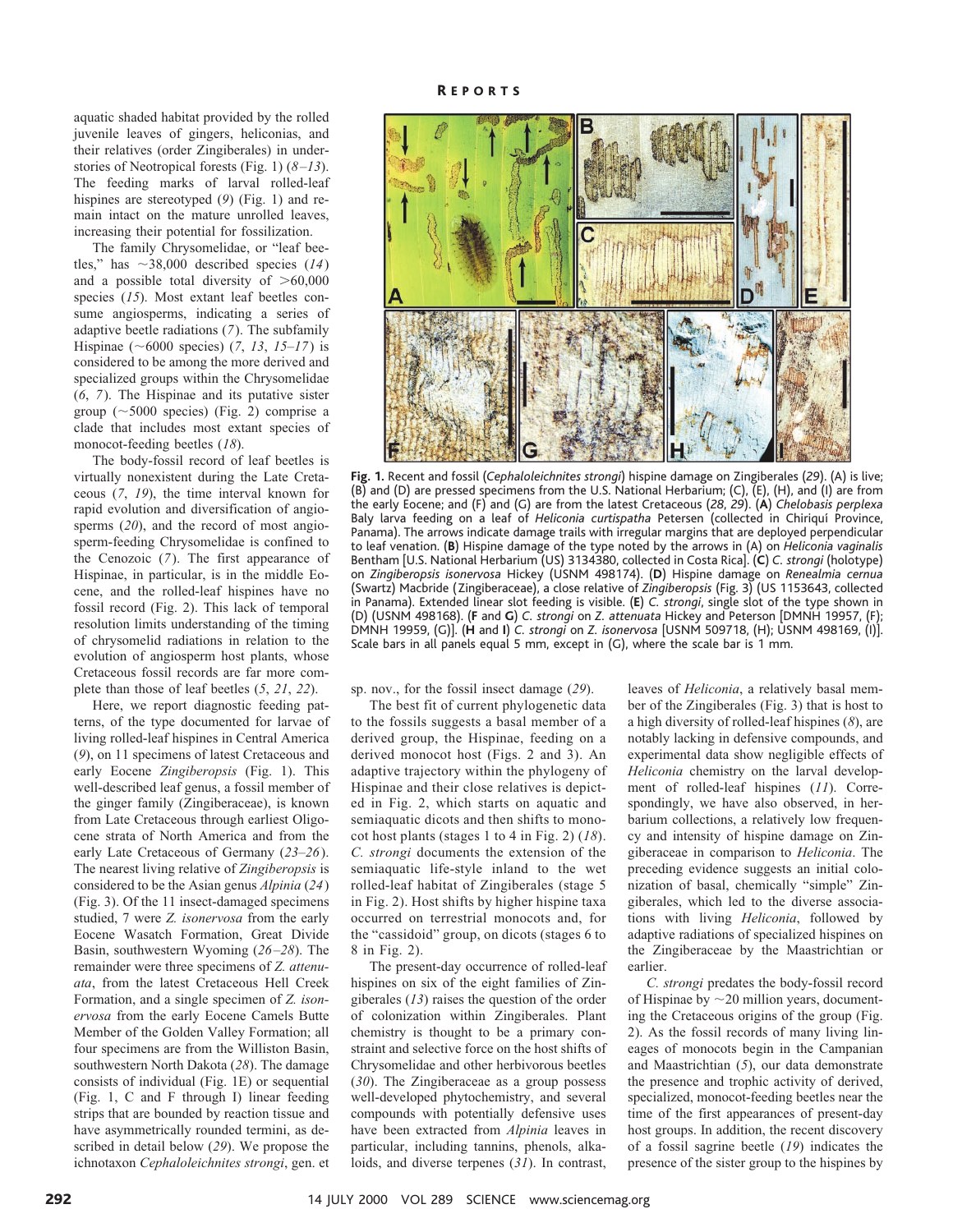aquatic shaded habitat provided by the rolled juvenile leaves of gingers, heliconias, and their relatives (order Zingiberales) in understories of Neotropical forests (Fig. 1) (*8–13*). The feeding marks of larval rolled-leaf hispines are stereotyped (*9*) (Fig. 1) and remain intact on the mature unrolled leaves, increasing their potential for fossilization.

The family Chrysomelidae, or "leaf beetles," has ~38,000 described species (*14*) and a possible total diversity of >60,000 species (*15*). Most extant leaf beetles consume angiosperms, indicating a series of adaptive beetle radiations (*7*). The subfamily Hispinae (~6000 species) (*7*, *13*, *15–17*) is considered to be among the more derived and specialized groups within the Chrysomelidae (*6*, *7*). The Hispinae and its putative sister group (~5000 species) (Fig. 2) comprise a clade that includes most extant species of monocot-feeding beetles (*18*).

The body-fossil record of leaf beetles is virtually nonexistent during the Late Cretaceous (*7*, *19*), the time interval known for rapid evolution and diversification of angiosperms (*20*), and the record of most angiosperm-feeding Chrysomelidae is confined to the Cenozoic (*7*). The first appearance of Hispinae, in particular, is in the middle Eocene, and the rolled-leaf hispines have no fossil record (Fig. 2). This lack of temporal resolution limits understanding of the timing of chrysomelid radiations in relation to the evolution of angiosperm host plants, whose Cretaceous fossil records are far more complete than those of leaf beetles (*5*, *21*, *22*).

Here, we report diagnostic feeding patterns, of the type documented for larvae of living rolled-leaf hispines in Central America (*9*), on 11 specimens of latest Cretaceous and early Eocene *Zingiberopsis* (Fig. 1). This well-described leaf genus, a fossil member of the ginger family (Zingiberaceae), is known from Late Cretaceous through earliest Oligocene strata of North America and from the early Late Cretaceous of Germany (*23–26*). The nearest living relative of *Zingiberopsis* is considered to be the Asian genus *Alpinia* (*24*) (Fig. 3). Of the 11 insect-damaged specimens studied, 7 were *Z. isonervosa* from the early Eocene Wasatch Formation, Great Divide Basin, southwestern Wyoming (*26–28*). The remainder were three specimens of *Z. attenuata*, from the latest Cretaceous Hell Creek Formation, and a single specimen of *Z. isonervosa* from the early Eocene Camels Butte Member of the Golden Valley Formation; all four specimens are from the Williston Basin, southwestern North Dakota (*28*). The damage consists of individual (Fig. 1E) or sequential (Fig. 1, C and F through I) linear feeding strips that are bounded by reaction tissue and have asymmetrically rounded termini, as described in detail below (*29*). We propose the ichnotaxon *Cephaloleichnites strongi*, gen. et sp. nov., for the fossil insect damage (*29*).

**Fig. 1.** Recent and fossil (*Cephaloleichnites strongi*) hispine damage on Zingiberales (*29*). (A) is live; (B) and (D) are pressed specimens from the U.S. National Herbarium; (C), (E), (H), and (I) are from the early Eocene; and (F) and (G) are from the latest Cretaceous (*28*, *29*). (**A**) *Chelobasis perplexa* Baly larva feeding on a leaf of *Heliconia curtispatha* Petersen (collected in Chiriquí Province, Panama). The arrows indicate damage trails with irregular margins that are deployed perpendicular to leaf venation. (**B**) Hispine damage of the type noted by the arrows in (A) on *Heliconia vaginalis* Bentham [U.S. National Herbarium (US) 3134380, collected in Costa Rica]. (**C**) *C. strongi* (holotype) on *Zingiberopsis isonervosa* Hickey (USNM 498174). (**D**) Hispine damage on *Renealmia cernua* (Swartz) Macbride (Zingiberaceae), a close relative of *Zingiberopsis* (Fig. 3) (US 1153643, collected in Panama). Extended linear slot feeding is visible. (**E**) *C. strongi*, single slot of the type shown in (D) (USNM 498168). (**F** and **G**) *C. strongi* on *Z. attenuata* Hickey and Peterson [DMNH 19957, (F); DMNH 19959, (G)]. (**H** and **I**) *C. strongi* on *Z. isonervosa* [USNM 509718, (H); USNM 498169, (I)]. Scale bars in all panels equal 5 mm, except in (G), where the scale bar is 1 mm.

The best fit of current phylogenetic data to the fossils suggests a basal member of a derived group, the Hispinae, feeding on a derived monocot host (Figs. 2 and 3). An adaptive trajectory within the phylogeny of Hispinae and their close relatives is depicted in Fig. 2, which starts on aquatic and semiaquatic dicots and then shifts to monocot host plants (stages 1 to 4 in Fig. 2) (*18*). *C. strongi* documents the extension of the semiaquatic life-style inland to the wet rolled-leaf habitat of Zingiberales (stage 5 in Fig. 2). Host shifts by higher hispine taxa occurred on terrestrial monocots and, for the "cassidoid" group, on dicots (stages 6 to 8 in Fig. 2).

The present-day occurrence of rolled-leaf hispines on six of the eight families of Zingiberales (*13*) raises the question of the order of colonization within Zingiberales. Plant chemistry is thought to be a primary constraint and selective force on the host shifts of Chrysomelidae and other herbivorous beetles (*30*). The Zingiberaceae as a group possess well-developed phytochemistry, and several compounds with potentially defensive uses have been extracted from *Alpinia* leaves in particular, including tannins, phenols, alkaloids, and diverse terpenes (*31*). In contrast, leaves of *Heliconia*, a relatively basal member of the Zingiberales (Fig. 3) that is host to a high diversity of rolled-leaf hispines (*8*), are notably lacking in defensive compounds, and experimental data show negligible effects of *Heliconia* chemistry on the larval development of rolled-leaf hispines (*11*). Correspondingly, we have also observed, in herbarium collections, a relatively low frequency and intensity of hispine damage on Zingiberaceae in comparison to *Heliconia*. The preceding evidence suggests an initial colonization of basal, chemically "simple" Zingiberales, which led to the diverse associations with living *Heliconia*, followed by adaptive radiations of specialized hispines on the Zingiberaceae by the Maastrichtian or earlier.

*C. strongi* predates the body-fossil record of Hispinae by ~20 million years, documenting the Cretaceous origins of the group (Fig. 2). As the fossil records of many living lineages of monocots begin in the Campanian and Maastrichtian (*5*), our data demonstrate the presence and trophic activity of derived, specialized, monocot-feeding beetles near the time of the first appearances of present-day host groups. In addition, the recent discovery of a fossil sagrine beetle (*19*) indicates the presence of the sister group to the hispines by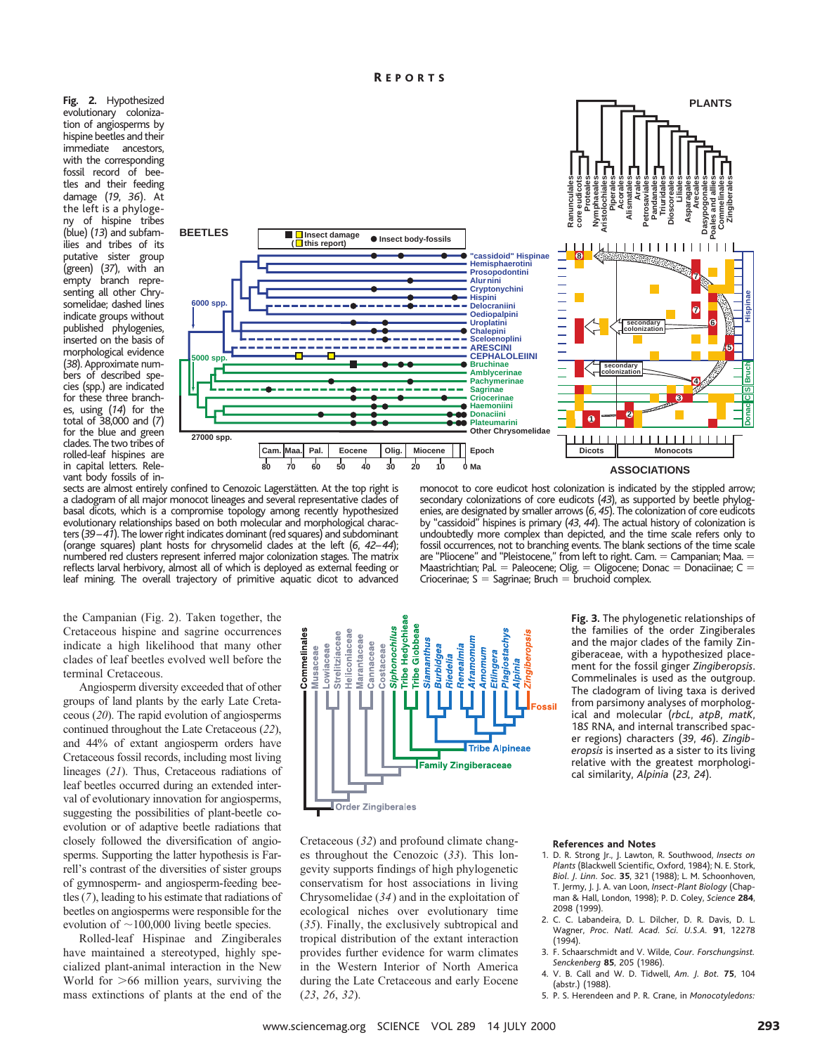**Fig. 2.** Hypothesized evolutionary colonization of angiosperms by hispine beetles and their immediate ancestors, with the corresponding fossil record of beetles and their feeding damage (*19*, *36*). At the left is a phylogeny of hispine tribes (blue) (*13*) and subfamilies and tribes of its putative sister group (green) (*37*), with an empty branch representing all other Chrysomelidae; dashed lines indicate groups without published phylogenies, inserted on the basis of morphological evidence (*38*). Approximate numbers of described species (spp.) are indicated for these three branches, using (*14*) for the total of 38,000 and (*7*) for the blue and green clades. The two tribes of rolled-leaf hispines are in capital letters. Relevant body fossils of insects are almost entirely confined to Cenozoic Lagerstätten. At the top right is a cladogram of all major monocot lineages and several representative clades of basal dicots, which is a compromise topology among recently hypothesized evolutionary relationships based on both molecular and morphological characters (*39*–*41*). The lower right indicates dominant (red squares) and subdominant (orange squares) plant hosts for chrysomelid clades at the left (*6*, *42*–*44*); numbered red clusters represent inferred major colonization stages. The matrix reflects larval herbivory, almost all of which is deployed as external feeding or leaf mining. The overall trajectory of primitive aquatic dicot to advanced monocot to core eudicot host colonization is indicated by the stippled arrow; secondary colonizations of core eudicots (*43*), as supported by beetle phylogenies, are designated by smaller arrows (*6*, *45*). The colonization of core eudicots by "cassidoid" hispines is primary (*43*, *44*). The actual history of colonization is undoubtedly more complex than depicted, and the time scale refers only to fossil occurrences, not to branching events. The blank sections of the time scale are "Pliocene" and "Pleistocene," from left to right. Cam. = Campanian; Maa. = Maastrichtian; Pal. = Paleocene; Olig. = Oligocene; Donac = Donaciinae; C = Criocerinae; S = Sagrinae; Bruch = bruchoid complex.

the Campanian (Fig. 2). Taken together, the Cretaceous hispine and sagrine occurrences indicate a high likelihood that many other clades of leaf beetles evolved well before the terminal Cretaceous.

Angiosperm diversity exceeded that of other groups of land plants by the early Late Cretaceous (*20*). The rapid evolution of angiosperms continued throughout the Late Cretaceous (*22*), and 44% of extant angiosperm orders have Cretaceous fossil records, including most living lineages (*21*). Thus, Cretaceous radiations of leaf beetles occurred during an extended interval of evolutionary innovation for angiosperms, suggesting the possibilities of plant-beetle coevolution or of adaptive beetle radiations that closely followed the diversification of angiosperms. Supporting the latter hypothesis is Farrell's contrast of the diversities of sister groups of gymnosperm- and angiosperm-feeding beetles (*7*), leading to his estimate that radiations of beetles on angiosperms were responsible for the evolution of ~100,000 living beetle species.

Rolled-leaf Hispinae and Zingiberales have maintained a stereotyped, highly specialized plant-animal interaction in the New World for >66 million years, surviving the mass extinctions of plants at the end of the Cretaceous (*32*) and profound climate changes throughout the Cenozoic (*33*). This longevity supports findings of high phylogenetic conservatism for host associations in living Chrysomelidae (*34*) and in the exploitation of ecological niches over evolutionary time (*35*). Finally, the exclusively subtropical and tropical distribution of the extant interaction provides further evidence for warm climates in the Western Interior of North America during the Late Cretaceous and early Eocene (*23*, *26*, *32*).

**Fig. 3.** The phylogenetic relationships of the families of the order Zingiberales and the major clades of the family Zingiberaceae, with a hypothesized placement for the fossil ginger *Zingiberopsis*. Commelinales is used as the outgroup. The cladogram of living taxa is derived from parsimony analyses of morphological and molecular (*rbcL*, *atpB*, *matK*, 18S RNA, and internal transcribed spacer regions) characters (*39*, *46*). *Zingiberopsis* is inserted as a sister to its living relative with the greatest morphological similarity, *Alpinia* (*23*, *24*).

### References and Notes

1. D. R. Strong Jr., J. Lawton, R. Southwood, *Insects on Plants* (Blackwell Scientific, Oxford, 1984); N. E. Stork, *Biol. J. Linn. Soc.* **35**, 321 (1988); L. M. Schoonhoven, T. Jermy, J. J. A. van Loon, *Insect-Plant Biology* (Chapman & Hall, London, 1998); P. D. Coley, *Science* **284**, 2098 (1999).
2. C. C. Labandeira, D. L. Dilcher, D. R. Davis, D. L. Wagner, *Proc. Natl. Acad. Sci. U.S.A.* **91**, 12278 (1994).
3. F. Schaarschmidt and V. Wilde, *Cour. Forschungsinst. Senckenberg* **85**, 205 (1986).
4. V. B. Call and W. D. Tidwell, *Am. J. Bot.* **75**, 104 (abstr.) (1988).
5. P. S. Herendeen and P. R. Crane, in *Monocotyledons:*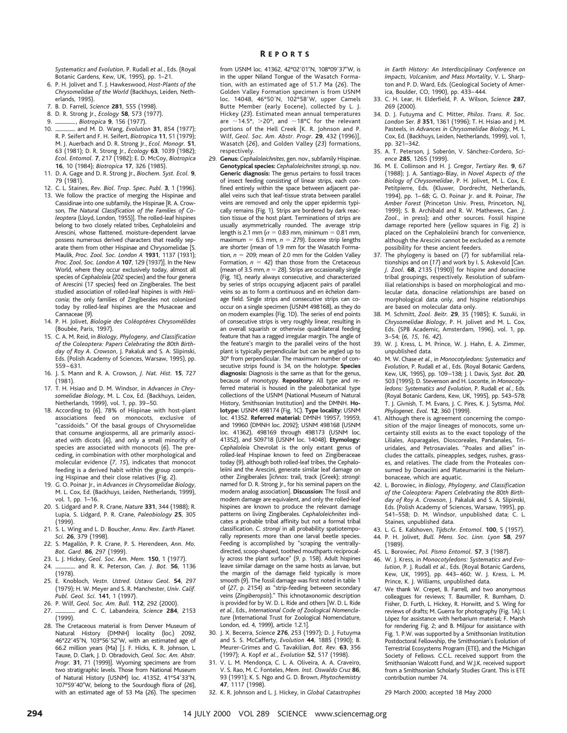*Systematics and Evolution*, P. Rudall *et al.*, Eds. (Royal Botanic Gardens, Kew, UK, 1995), pp. 1–21.

6. P. H. Jolivet and T. J. Hawkeswood, *Host-Plants of the Chrysomelidae of the World* (Backhuys, Leiden, Netherlands, 1995).
7. B. D. Farrell, *Science* **281**, 555 (1998).
8. D. R. Strong Jr., *Ecology* **58**, 573 (1977).
9. ______, *Biotropica* **9**, 156 (1977).
10. ______ and M. D. Wang, *Evolution* **31**, 854 (1977); R. P. Seifert and F. H. Seifert, *Biotropica* **11**, 51 (1979); M. J. Auerbach and D. R. Strong Jr., *Ecol. Monogr.* **51**, 63 (1981); D. R. Strong Jr., *Ecology* **63**, 1039 (1982); *Ecol. Entomol.* **7**, 217 (1982); E. D. McCoy, *Biotropica* **16**, 10 (1984); *Biotropica* **17**, 326 (1985).
11. D. A. Gage and D. R. Strong Jr., *Biochem. Syst. Ecol.* **9**, 79 (1981).
12. C. L. Staines, *Rev. Biol. Trop. Spec. Publ.* **3**, 1 (1996).
13. We follow the practice of merging the Hispinae and Cassidinae into one subfamily, the Hispinae [R. A. Crowson, *The Natural Classification of the Families of Coleoptera* (Lloyd, London, 1955)]. The rolled-leaf hispines belong to two closely related tribes, Cephaloleiini and Arescini, whose flattened, moisture-dependent larvae possess numerous derived characters that readily separate them from other Hispinae and Chrysomelidae [S. Maulik, *Proc. Zool. Soc. London A* **1931**, 1137 (1931); *Proc. Zool. Soc. London A* **107**, 129 (1937)]. In the New World, where they occur exclusively today, almost all species of *Cephaloleia* (202 species) and the four genera of Arescini (17 species) feed on Zingiberales. The best studied association of rolled-leaf hispines is with *Heliconia*; the only families of Zingiberales not colonized today by rolled-leaf hispines are the Musaceae and Cannaceae (*9*).
14. P. H. Jolivet, *Biologie des Coléoptères Chrysomélides* (Boubée, Paris, 1997).
15. C. A. M. Reid, in *Biology, Phylogeny, and Classification of the Coleoptera: Papers Celebrating the 80th Birthday of Roy A. Crowson*, J. Pakaluk and S. A. Slipinski, Eds. (Polish Academy of Sciences, Warsaw, 1995), pp. 559–631.
16. J. S. Mann and R. A. Crowson, *J. Nat. Hist.* **15**, 727 (1981).
17. T. H. Hsiao and D. M. Windsor, in *Advances in Chrysomelidae Biology*, M. L. Cox, Ed. (Backhuys, Leiden, Netherlands, 1999), vol. 1, pp. 39–50.
18. According to (*6*), 78% of Hispinae with host-plant associations feed on monocots, exclusive of "cassidoids." Of the basal groups of Chrysomelidae that consume angiosperms, all are primarily associated with dicots (*6*), and only a small minority of species are associated with monocots (*6*). The preceding, in combination with other morphological and molecular evidence (*7*, *15*), indicates that monocot feeding is a derived habit within the group comprising Hispinae and their close relatives (Fig. 2).
19. G. O. Poinar Jr., in *Advances in Chrysomelidae Biology*, M. L. Cox, Ed. (Backhuys, Leiden, Netherlands, 1999), vol. 1, pp. 1–16.
20. S. Lidgard and P. R. Crane, *Nature* **331**, 344 (1988); R. Lupia, S. Lidgard, P. R. Crane, *Paleobiology* **25**, 305 (1999).
21. S. L. Wing and L. D. Boucher, *Annu. Rev. Earth Planet. Sci.* **26**, 379 (1998).
22. S. Magallón, P. R. Crane, P. S. Herendeen, *Ann. Mo. Bot. Gard.* **86**, 297 (1999).
23. L. J. Hickey, *Geol. Soc. Am. Mem.* **150**, 1 (1977).
24. ______ and R. K. Peterson, *Can. J. Bot.* **56**, 1136 (1978).
25. E. Knobloch, *Vestn. Ustred. Ustavu Geol.* **54**, 297 (1979); H. W. Meyer and S. R. Manchester, *Univ. Calif. Publ. Geol. Sci.* **141**, 1 (1997).
26. P. Wilf, *Geol. Soc. Am. Bull.* **112**, 292 (2000).
27. ______ and C. C. Labandeira, *Science* **284**, 2153 (1999).
28. The Cretaceous material is from Denver Museum of Natural History (DMNH) locality (loc.) 2092, 46°22′45″N, 103°56′52″W, with an estimated age of 66.2 million years (Ma) [J. F. Hicks, K. R. Johnson, L. Tauxe, D. Clark, J. D. Obradovich, *Geol. Soc. Am. Abstr. Progr.* **31**, 71 (1999)]. Wyoming specimens are from two stratigraphic levels. Those from National Museum of Natural History (USNM) loc. 41352, 41°54′33″N, 107°59′40″W, belong to the Sourdough flora of (*26*), with an estimated age of 53 Ma (*26*). The specimen from USNM loc. 41362, 42°02′01″N, 108°09′37″W, is in the upper Niland Tongue of the Wasatch Formation, with an estimated age of 51.7 Ma (*26*). The Golden Valley Formation specimen is from USNM loc. 14048, 46°50′N, 102°58′W, upper Camels Butte Member (early Eocene), collected by L. J. Hickey (*23*). Estimated mean annual temperatures are ~14.5°, >20°, and ~18°C for the relevant portions of the Hell Creek [K. R. Johnson and P. Wilf, *Geol. Soc. Am. Abstr. Progr.* **29**, 432 (1996)], Wasatch (*26*), and Golden Valley (*23*) formations, respectively.
29. **Genus:** *Cephaloleichnites*, gen. nov., subfamily Hispinae. **Genotypical species:** *Cephaloleichnites strongi*, sp. nov. **Generic diagnosis:** The genus pertains to fossil traces of insect feeding consisting of linear strips, each confined entirely within the space between adjacent parallel veins such that leaf-tissue strata between parallel veins are removed and only the upper epidermis typically remains (Fig. 1). Strips are bordered by dark reaction tissue of the host plant. Terminations of strips are usually asymmetrically rounded. The average strip length is 2.1 mm ($\sigma$ = 0.83 mm, minimum = 0.81 mm, maximum = 6.3 mm, $n$ = 279). Eocene strip lengths are shorter (mean of 1.9 mm for the Wasatch Formation, $n$ = 209; mean of 2.0 mm for the Golden Valley Formation, $n$ = 42) than those from the Cretaceous (mean of 3.5 mm, $n$ = 28). Strips are occasionally single (Fig. 1E), nearly always consecutive, and characterized by series of strips occupying adjacent pairs of parallel veins so as to form a continuous and en échelon damage field. Single strips and consecutive strips can cooccur on a single specimen (USNM 498168), as they do on modern examples (Fig. 1D). The series of end points of consecutive strips is very roughly linear, resulting in an overall squarish or otherwise quadrilateral feeding feature that has a ragged irregular margin. The angle of the feature's margin to the parallel veins of the host plant is typically perpendicular but can be angled up to 30° from perpendicular. The maximum number of consecutive strips found is 34, on the holotype. **Species diagnosis:** Diagnosis is the same as that for the genus, because of monotypy. **Repository:** All type and referred material is housed in the paleobotanical type collections of the USNM (National Museum of Natural History, Smithsonian Institution) and the DMNH. **Holotype:** USNM 498174 (Fig. 1C). **Type locality:** USNM loc. 41352. **Referred material:** DMNH 19957, 19959, and 19960 (DMNH loc. 2092); USNM 498168 (USNM loc. 41362), 498169 through 498173 (USNM loc. 41352), and 509718 (USNM loc. 14048). **Etymology:** *Cephaloleia* Chevrolat is the only extant genus of rolled-leaf Hispinae known to feed on Zingiberaceae today (*9*), although both rolled-leaf tribes, the Cephaloleiini and the Arescini, generate similar leaf damage on other Zingiberales [*ichnos*: trail, track (Greek); *strongi*: named for D. R. Strong Jr., for his seminal papers on the modern analog association]. **Discussion:** The fossil and modern damage are equivalent, and only the rolled-leaf hispines are known to produce the relevant damage patterns on living Zingiberales. *Cephaloleichnites* indicates a probable tribal affinity but not a formal tribal classification. *C. strongi* in all probability spatiotemporally represents more than one larval beetle species. Feeding is accomplished by "scraping the ventrally-directed, scoop-shaped, toothed mouthparts reciprocally across the plant surface" (*9*, p. 158). Adult hispines leave similar damage on the same hosts as larvae, but the margin of the damage field typically is more smooth (*9*). The fossil damage was first noted in table 1 of (*27*, p. 2154) as "strip-feeding between secondary veins (*Zingiberopsis*)." This ichnotaxonomic description is provided for by W. D. L. Ride and others [W. D. L. Ride *et al.*, Eds., *International Code of Zoological Nomenclature* (International Trust for Zoological Nomenclature, London, ed. 4, 1999), article 1.2.1].
30. J. X. Becerra, *Science* **276**, 253 (1997); D. J. Futuyma and S. S. McCafferty, *Evolution* **44**, 1885 (1990); B. Meurer-Grimes and G. Tavakilian, *Bot. Rev.* **63**, 356 (1997); A. Kopf *et al.*, *Evolution* **52**, 517 (1998).
31. V. L. M. Mendonça, C. L. A. Oliveira, A. A. Craveiro, V. S. Rao, M. C. Fonteles, *Mem. Inst. Oswaldo Cruz* **86**, 93 (1991); K. S. Ngo and G. D. Brown, *Phytochemistry* **47**, 1117 (1998).
32. K. R. Johnson and L. J. Hickey, in *Global Catastrophes in Earth History: An Interdisciplinary Conference on Impacts, Volcanism, and Mass Mortality*, V. L. Sharpton and P. D. Ward, Eds. (Geological Society of America, Boulder, CO, 1990), pp. 433–444.
33. C. H. Lear, H. Elderfield, P. A. Wilson, *Science* **287**, 269 (2000).
34. D. J. Futuyma and C. Mitter, *Philos. Trans. R. Soc. London Ser. B* **351**, 1361 (1996); T. H. Hsiao and J. M. Pasteels, in *Advances in Chrysomelidae Biology*, M. L. Cox, Ed. (Backhuys, Leiden, Netherlands, 1999), vol. 1, pp. 321–342.
35. A. T. Peterson, J. Soberón, V. Sánchez-Cordero, *Science* **285**, 1265 (1999).
36. M. E. Collinson and H. J. Gregor, *Tertiary Res.* **9**, 67 (1988); J. A. Santiago-Blay, in *Novel Aspects of the Biology of Chrysomelidae*, P. H. Jolivet, M. L. Cox, E. Petitpierre, Eds. (Kluwer, Dordrecht, Netherlands, 1994), pp. 1–68; G. O. Poinar Jr. and R. Poinar, *The Amber Forest* (Princeton Univ. Press, Princeton, NJ, 1999); S. B. Archibald and R. W. Mathewes, *Can. J. Zool.*, in press); and other sources. Fossil hispine damage reported here (yellow squares in Fig. 2) is placed on the Cephaloleiini branch for convenience, although the Arescini cannot be excluded as a remote possibility for these ancient feeders.
37. The phylogeny is based on (*7*) for subfamilial relationships and on (*17*) and work by I. S. Askevold [*Can. J. Zool.* **68**, 2135 (1990)] for hispine and donaciine tribal groupings, respectively. Resolution of subfamilial relationships is based on morphological and molecular data, donaciine relationships are based on morphological data only, and hispine relationships are based on molecular data only.
38. M. Schmitt, *Zool. Beitr.* **29**, 35 (1985); K. Suzuki, in *Chrysomelidae Biology*, P. H. Jolivet and M. L. Cox, Eds. (SPB Academic, Amsterdam, 1996), vol. 1, pp. 3–54; (*6*, *15*, *16*, *42*).
39. W. J. Kress, L. M. Prince, W. J. Hahn, E. A. Zimmer, unpublished data.
40. M. W. Chase *et al.*, in *Monocotyledons: Systematics and Evolution*, P. Rudall *et al.*, Eds. (Royal Botanic Gardens, Kew, UK, 1995), pp. 109–138; J. I. Davis, *Syst. Bot.* **20**, 503 (1995); D. Stevenson and H. Loconte, in *Monocotyledons: Systematics and Evolution*, P. Rudall *et al.*, Eds. (Royal Botanic Gardens, Kew, UK, 1995), pp. 543–578; T. J. Givnish, T. M. Evans, J. C. Pires, K. J. Sytsma, *Mol. Phylogenet. Evol.* **12**, 360 (1999).
41. Although there is agreement concerning the composition of the major lineages of monocots, some uncertainty still exists as to the exact topology of the Liliales, Asparagales, Dioscoreales, Pandanales, Triuridales, and Petrosaviales. "Poales and allies" includes the cattails, pineapples, sedges, rushes, grasses, and relatives. The clade from the Proteales consumed by Donaciini and Plateumarini is the Nelumbonaceae, which are aquatic.
42. L. Borowiec, in *Biology, Phylogeny, and Classification of the Coleoptera: Papers Celebrating the 80th Birthday of Roy A. Crowson*, J. Pakaluk and S. A. Slipinski, Eds. (Polish Academy of Sciences, Warsaw, 1995), pp. 541–558; D. M. Windsor, unpublished data; C. L. Staines, unpublished data.
43. L. G. E. Kalshoven, *Tijdschr. Entomol.* **100**, 5 (1957).
44. P. H. Jolivet, *Bull. Mens. Soc. Linn. Lyon* **58**, 297 (1989).
45. L. Borowiec, *Pol. Pismo Entomol.* **57**, 3 (1987).
46. W. J. Kress, in *Monocotyledons: Systematics and Evolution*, P. J. Rudall *et al.*, Eds. (Royal Botanic Gardens, Kew, UK, 1995), pp. 443–460; W. J. Kress, L. M. Prince, K. J. Williams, unpublished data.
47. We thank W. Crepet, B. Farrell, and two anonymous colleagues for reviews; T. Baumiller, R. Burnham, D. Fisher, D. Furth, L. Hickey, R. Horwitt, and S. Wing for reviews of drafts; M. Guerra for photography (Fig. 1A); I. López for assistance with herbarium material; F. Marsh for rendering Fig. 2; and B. Miljour for assistance with Fig. 1. P.W. was supported by a Smithsonian Institution Postdoctoral Fellowship, the Smithsonian's Evolution of Terrestrial Ecosystems Program (ETE), and the Michigan Society of Fellows. C.C.L. received support from the Smithsonian Walcott Fund, and W.J.K. received support from a Smithsonian Scholarly Studies Grant. This is ETE contribution number 74.

29 March 2000; accepted 18 May 2000